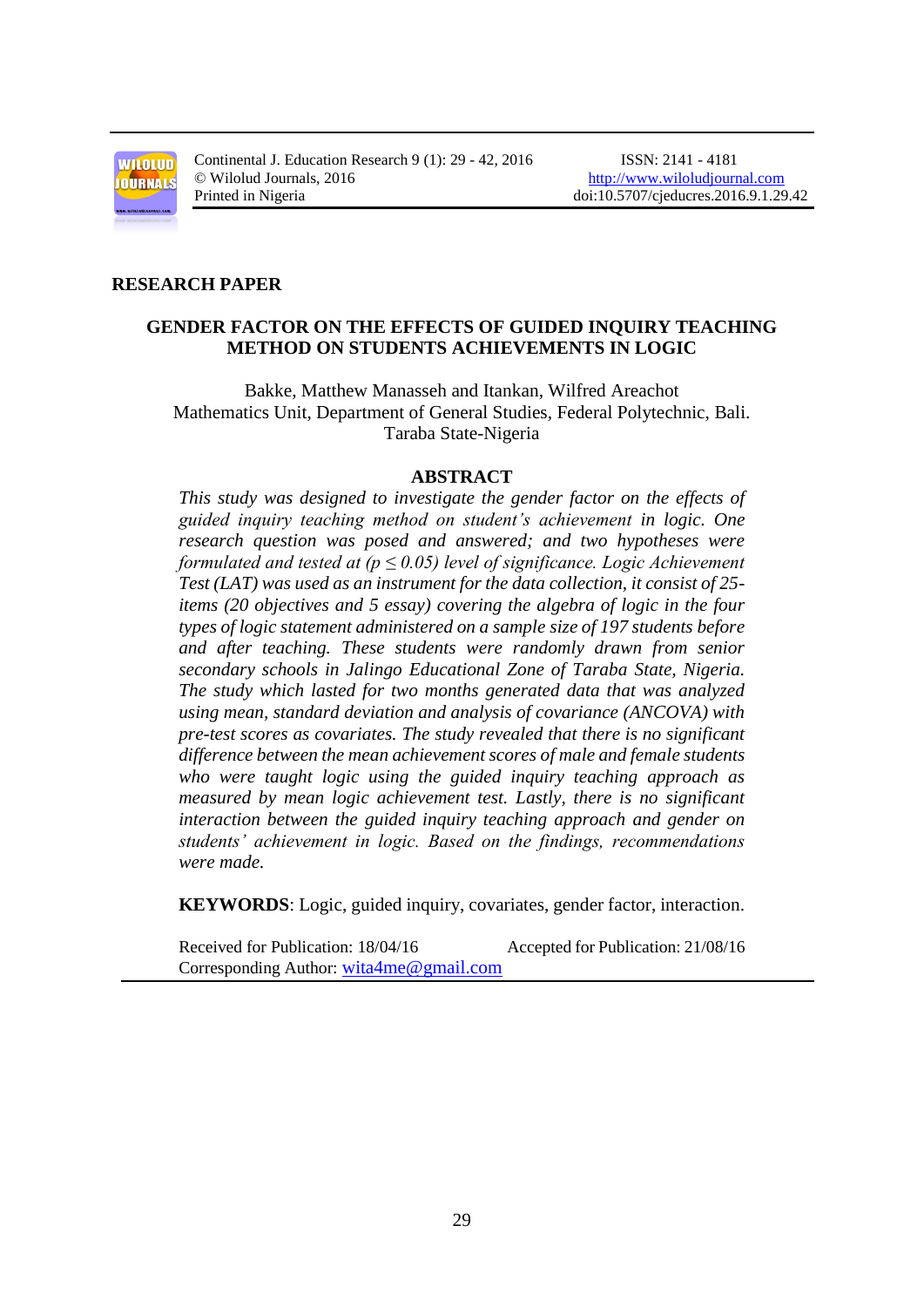RESEARCH PAPER

# GENDER FACTOR ON THE EFFECTS OF GUIDED INQUIRY TEACHING METHOD ON STUDENTS ACHIEVEMENTS IN LOGIC

Bakke, Matthew Manasseh and Itankan, Wilfred Areachot
Mathematics Unit, Department of General Studies, Federal Polytechnic, Bali.
Taraba State-Nigeria

## ABSTRACT

*This study was designed to investigate the gender factor on the effects of guided inquiry teaching method on student's achievement in logic. One research question was posed and answered; and two hypotheses were formulated and tested at ($p \leq 0.05$) level of significance. Logic Achievement Test (LAT) was used as an instrument for the data collection, it consist of 25-items (20 objectives and 5 essay) covering the algebra of logic in the four types of logic statement administered on a sample size of 197 students before and after teaching. These students were randomly drawn from senior secondary schools in Jalingo Educational Zone of Taraba State, Nigeria. The study which lasted for two months generated data that was analyzed using mean, standard deviation and analysis of covariance (ANCOVA) with pre-test scores as covariates. The study revealed that there is no significant difference between the mean achievement scores of male and female students who were taught logic using the guided inquiry teaching approach as measured by mean logic achievement test. Lastly, there is no significant interaction between the guided inquiry teaching approach and gender on students' achievement in logic. Based on the findings, recommendations were made.*

**KEYWORDS**: Logic, guided inquiry, covariates, gender factor, interaction.

Received for Publication: 18/04/16 Accepted for Publication: 21/08/16
Corresponding Author: wita4me@gmail.com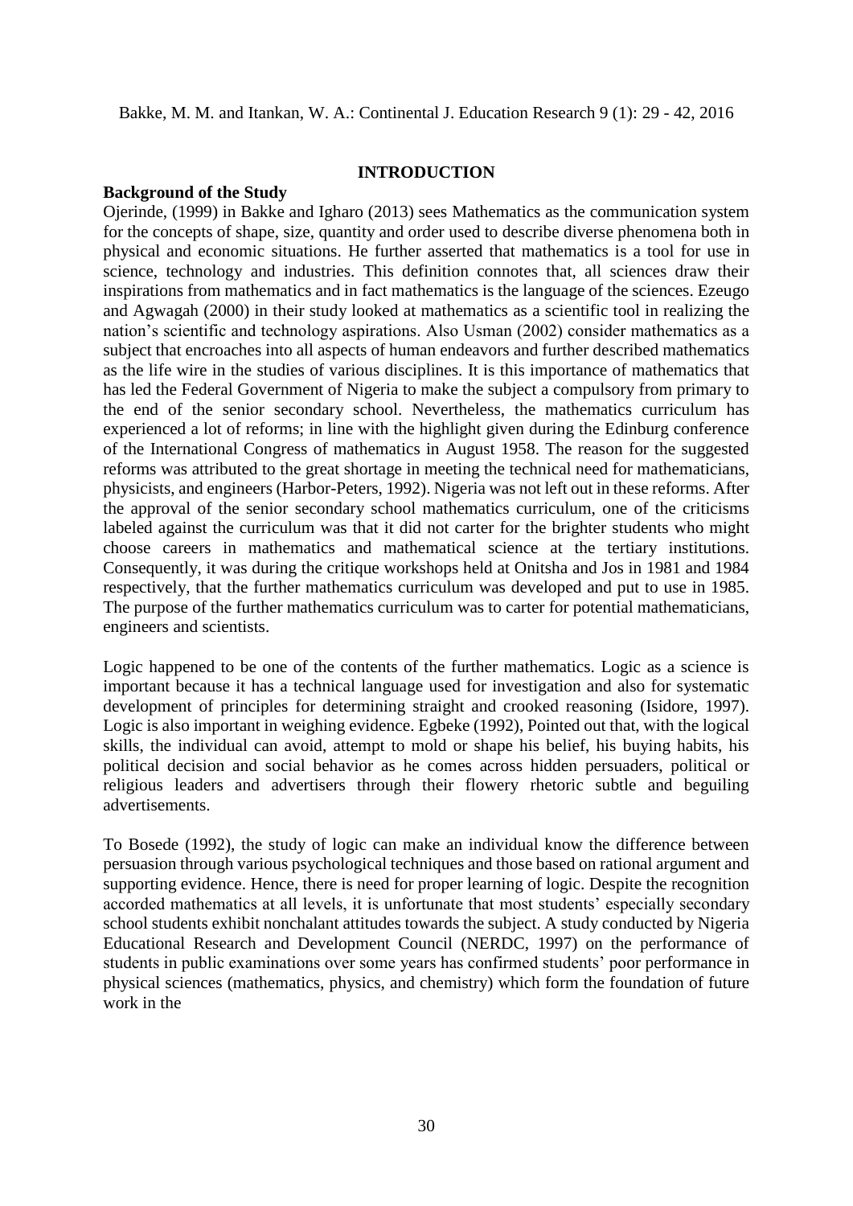## INTRODUCTION

### Background of the Study

Ojerinde, (1999) in Bakke and Igharo (2013) sees Mathematics as the communication system for the concepts of shape, size, quantity and order used to describe diverse phenomena both in physical and economic situations. He further asserted that mathematics is a tool for use in science, technology and industries. This definition connotes that, all sciences draw their inspirations from mathematics and in fact mathematics is the language of the sciences. Ezeugo and Agwagah (2000) in their study looked at mathematics as a scientific tool in realizing the nation's scientific and technology aspirations. Also Usman (2002) consider mathematics as a subject that encroaches into all aspects of human endeavors and further described mathematics as the life wire in the studies of various disciplines. It is this importance of mathematics that has led the Federal Government of Nigeria to make the subject a compulsory from primary to the end of the senior secondary school. Nevertheless, the mathematics curriculum has experienced a lot of reforms; in line with the highlight given during the Edinburg conference of the International Congress of mathematics in August 1958. The reason for the suggested reforms was attributed to the great shortage in meeting the technical need for mathematicians, physicists, and engineers (Harbor-Peters, 1992). Nigeria was not left out in these reforms. After the approval of the senior secondary school mathematics curriculum, one of the criticisms labeled against the curriculum was that it did not carter for the brighter students who might choose careers in mathematics and mathematical science at the tertiary institutions. Consequently, it was during the critique workshops held at Onitsha and Jos in 1981 and 1984 respectively, that the further mathematics curriculum was developed and put to use in 1985. The purpose of the further mathematics curriculum was to carter for potential mathematicians, engineers and scientists.

Logic happened to be one of the contents of the further mathematics. Logic as a science is important because it has a technical language used for investigation and also for systematic development of principles for determining straight and crooked reasoning (Isidore, 1997). Logic is also important in weighing evidence. Egbeke (1992), Pointed out that, with the logical skills, the individual can avoid, attempt to mold or shape his belief, his buying habits, his political decision and social behavior as he comes across hidden persuaders, political or religious leaders and advertisers through their flowery rhetoric subtle and beguiling advertisements.

To Bosede (1992), the study of logic can make an individual know the difference between persuasion through various psychological techniques and those based on rational argument and supporting evidence. Hence, there is need for proper learning of logic. Despite the recognition accorded mathematics at all levels, it is unfortunate that most students' especially secondary school students exhibit nonchalant attitudes towards the subject. A study conducted by Nigeria Educational Research and Development Council (NERDC, 1997) on the performance of students in public examinations over some years has confirmed students' poor performance in physical sciences (mathematics, physics, and chemistry) which form the foundation of future work in the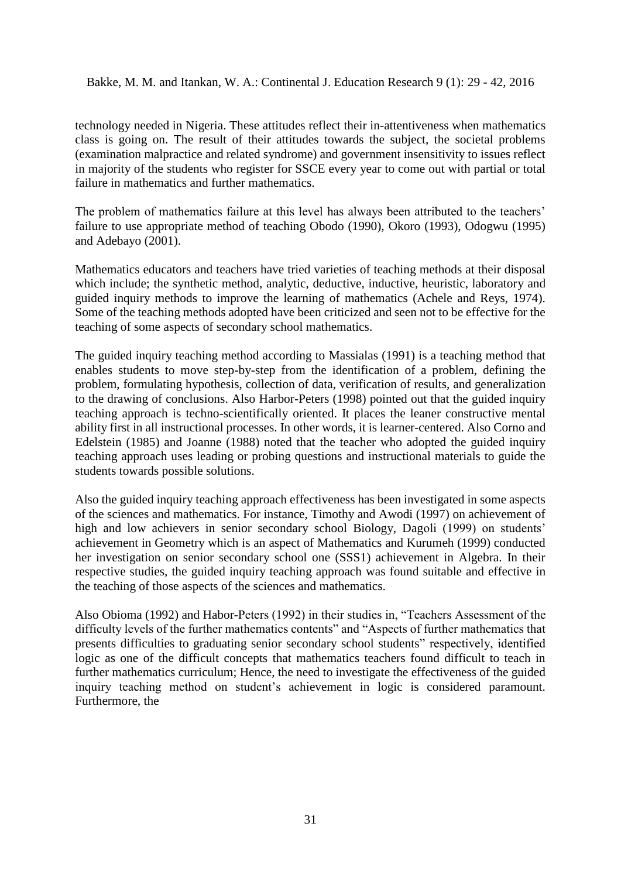technology needed in Nigeria. These attitudes reflect their in-attentiveness when mathematics class is going on. The result of their attitudes towards the subject, the societal problems (examination malpractice and related syndrome) and government insensitivity to issues reflect in majority of the students who register for SSCE every year to come out with partial or total failure in mathematics and further mathematics.

The problem of mathematics failure at this level has always been attributed to the teachers' failure to use appropriate method of teaching Obodo (1990), Okoro (1993), Odogwu (1995) and Adebayo (2001).

Mathematics educators and teachers have tried varieties of teaching methods at their disposal which include; the synthetic method, analytic, deductive, inductive, heuristic, laboratory and guided inquiry methods to improve the learning of mathematics (Achele and Reys, 1974). Some of the teaching methods adopted have been criticized and seen not to be effective for the teaching of some aspects of secondary school mathematics.

The guided inquiry teaching method according to Massialas (1991) is a teaching method that enables students to move step-by-step from the identification of a problem, defining the problem, formulating hypothesis, collection of data, verification of results, and generalization to the drawing of conclusions. Also Harbor-Peters (1998) pointed out that the guided inquiry teaching approach is techno-scientifically oriented. It places the leaner constructive mental ability first in all instructional processes. In other words, it is learner-centered. Also Corno and Edelstein (1985) and Joanne (1988) noted that the teacher who adopted the guided inquiry teaching approach uses leading or probing questions and instructional materials to guide the students towards possible solutions.

Also the guided inquiry teaching approach effectiveness has been investigated in some aspects of the sciences and mathematics. For instance, Timothy and Awodi (1997) on achievement of high and low achievers in senior secondary school Biology, Dagoli (1999) on students' achievement in Geometry which is an aspect of Mathematics and Kurumeh (1999) conducted her investigation on senior secondary school one (SSS1) achievement in Algebra. In their respective studies, the guided inquiry teaching approach was found suitable and effective in the teaching of those aspects of the sciences and mathematics.

Also Obioma (1992) and Habor-Peters (1992) in their studies in, "Teachers Assessment of the difficulty levels of the further mathematics contents" and "Aspects of further mathematics that presents difficulties to graduating senior secondary school students" respectively, identified logic as one of the difficult concepts that mathematics teachers found difficult to teach in further mathematics curriculum; Hence, the need to investigate the effectiveness of the guided inquiry teaching method on student's achievement in logic is considered paramount. Furthermore, the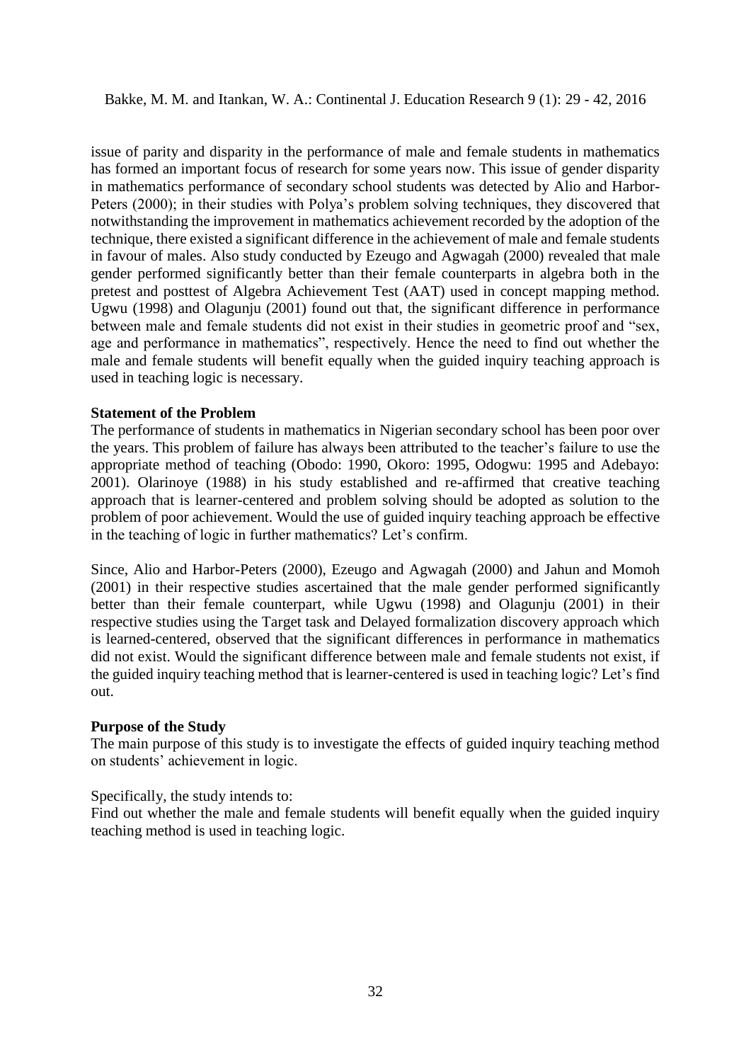issue of parity and disparity in the performance of male and female students in mathematics has formed an important focus of research for some years now. This issue of gender disparity in mathematics performance of secondary school students was detected by Alio and Harbor-Peters (2000); in their studies with Polya's problem solving techniques, they discovered that notwithstanding the improvement in mathematics achievement recorded by the adoption of the technique, there existed a significant difference in the achievement of male and female students in favour of males. Also study conducted by Ezeugo and Agwagah (2000) revealed that male gender performed significantly better than their female counterparts in algebra both in the pretest and posttest of Algebra Achievement Test (AAT) used in concept mapping method. Ugwu (1998) and Olagunju (2001) found out that, the significant difference in performance between male and female students did not exist in their studies in geometric proof and "sex, age and performance in mathematics", respectively. Hence the need to find out whether the male and female students will benefit equally when the guided inquiry teaching approach is used in teaching logic is necessary.

**Statement of the Problem**

The performance of students in mathematics in Nigerian secondary school has been poor over the years. This problem of failure has always been attributed to the teacher's failure to use the appropriate method of teaching (Obodo: 1990, Okoro: 1995, Odogwu: 1995 and Adebayo: 2001). Olarinoye (1988) in his study established and re-affirmed that creative teaching approach that is learner-centered and problem solving should be adopted as solution to the problem of poor achievement. Would the use of guided inquiry teaching approach be effective in the teaching of logic in further mathematics? Let's confirm.

Since, Alio and Harbor-Peters (2000), Ezeugo and Agwagah (2000) and Jahun and Momoh (2001) in their respective studies ascertained that the male gender performed significantly better than their female counterpart, while Ugwu (1998) and Olagunju (2001) in their respective studies using the Target task and Delayed formalization discovery approach which is learned-centered, observed that the significant differences in performance in mathematics did not exist. Would the significant difference between male and female students not exist, if the guided inquiry teaching method that is learner-centered is used in teaching logic? Let's find out.

**Purpose of the Study**

The main purpose of this study is to investigate the effects of guided inquiry teaching method on students' achievement in logic.

Specifically, the study intends to:

Find out whether the male and female students will benefit equally when the guided inquiry teaching method is used in teaching logic.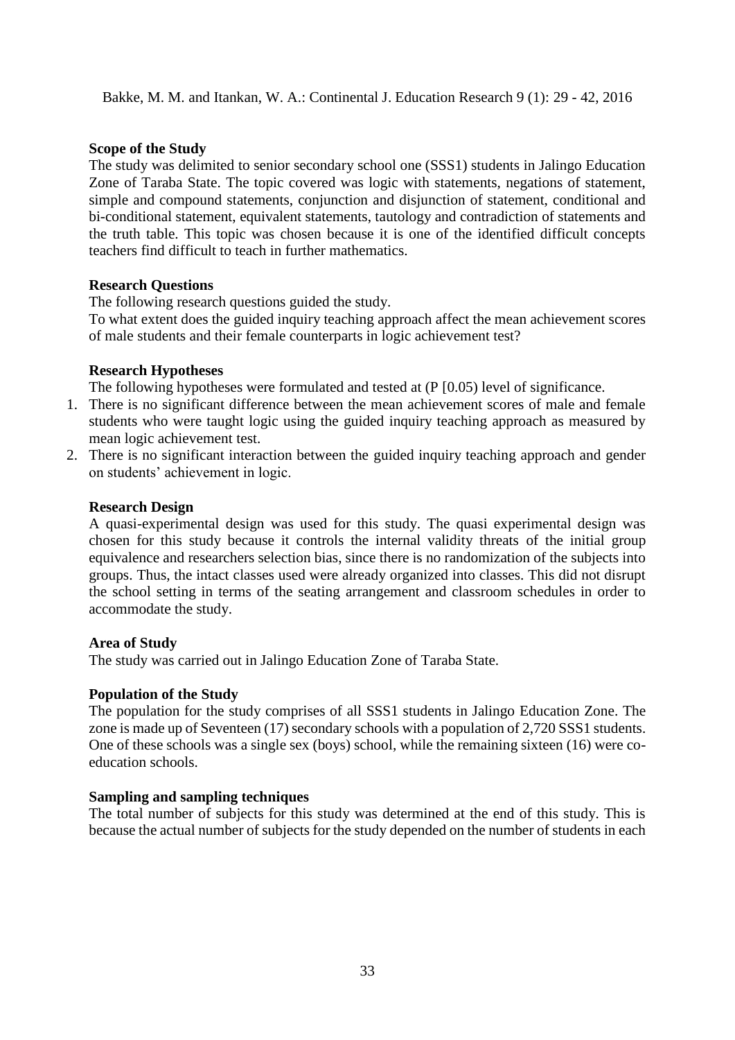**Scope of the Study**

The study was delimited to senior secondary school one (SSS1) students in Jalingo Education Zone of Taraba State. The topic covered was logic with statements, negations of statement, simple and compound statements, conjunction and disjunction of statement, conditional and bi-conditional statement, equivalent statements, tautology and contradiction of statements and the truth table. This topic was chosen because it is one of the identified difficult concepts teachers find difficult to teach in further mathematics.

**Research Questions**

The following research questions guided the study.

To what extent does the guided inquiry teaching approach affect the mean achievement scores of male students and their female counterparts in logic achievement test?

**Research Hypotheses**

The following hypotheses were formulated and tested at (P [0.05) level of significance.

1. There is no significant difference between the mean achievement scores of male and female students who were taught logic using the guided inquiry teaching approach as measured by mean logic achievement test.
2. There is no significant interaction between the guided inquiry teaching approach and gender on students' achievement in logic.

**Research Design**

A quasi-experimental design was used for this study. The quasi experimental design was chosen for this study because it controls the internal validity threats of the initial group equivalence and researchers selection bias, since there is no randomization of the subjects into groups. Thus, the intact classes used were already organized into classes. This did not disrupt the school setting in terms of the seating arrangement and classroom schedules in order to accommodate the study.

**Area of Study**

The study was carried out in Jalingo Education Zone of Taraba State.

**Population of the Study**

The population for the study comprises of all SSS1 students in Jalingo Education Zone. The zone is made up of Seventeen (17) secondary schools with a population of 2,720 SSS1 students. One of these schools was a single sex (boys) school, while the remaining sixteen (16) were co-education schools.

**Sampling and sampling techniques**

The total number of subjects for this study was determined at the end of this study. This is because the actual number of subjects for the study depended on the number of students in each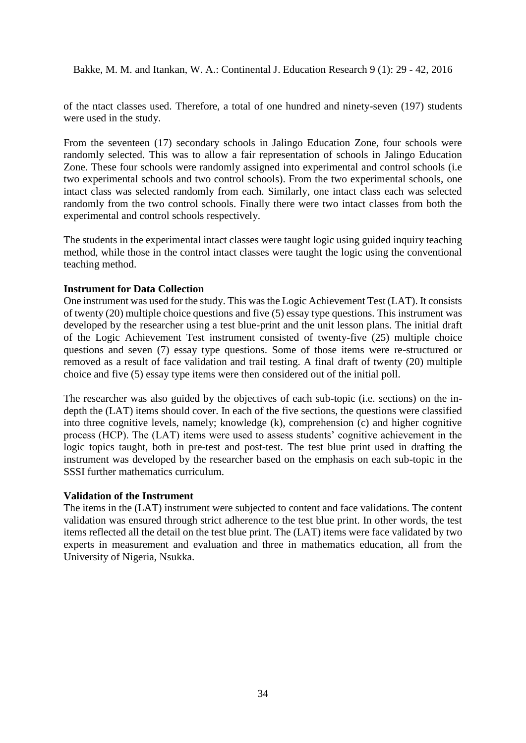of the ntact classes used. Therefore, a total of one hundred and ninety-seven (197) students were used in the study.

From the seventeen (17) secondary schools in Jalingo Education Zone, four schools were randomly selected. This was to allow a fair representation of schools in Jalingo Education Zone. These four schools were randomly assigned into experimental and control schools (i.e two experimental schools and two control schools). From the two experimental schools, one intact class was selected randomly from each. Similarly, one intact class each was selected randomly from the two control schools. Finally there were two intact classes from both the experimental and control schools respectively.

The students in the experimental intact classes were taught logic using guided inquiry teaching method, while those in the control intact classes were taught the logic using the conventional teaching method.

**Instrument for Data Collection**

One instrument was used for the study. This was the Logic Achievement Test (LAT). It consists of twenty (20) multiple choice questions and five (5) essay type questions. This instrument was developed by the researcher using a test blue-print and the unit lesson plans. The initial draft of the Logic Achievement Test instrument consisted of twenty-five (25) multiple choice questions and seven (7) essay type questions. Some of those items were re-structured or removed as a result of face validation and trail testing. A final draft of twenty (20) multiple choice and five (5) essay type items were then considered out of the initial poll.

The researcher was also guided by the objectives of each sub-topic (i.e. sections) on the in-depth the (LAT) items should cover. In each of the five sections, the questions were classified into three cognitive levels, namely; knowledge (k), comprehension (c) and higher cognitive process (HCP). The (LAT) items were used to assess students' cognitive achievement in the logic topics taught, both in pre-test and post-test. The test blue print used in drafting the instrument was developed by the researcher based on the emphasis on each sub-topic in the SSSI further mathematics curriculum.

**Validation of the Instrument**

The items in the (LAT) instrument were subjected to content and face validations. The content validation was ensured through strict adherence to the test blue print. In other words, the test items reflected all the detail on the test blue print. The (LAT) items were face validated by two experts in measurement and evaluation and three in mathematics education, all from the University of Nigeria, Nsukka.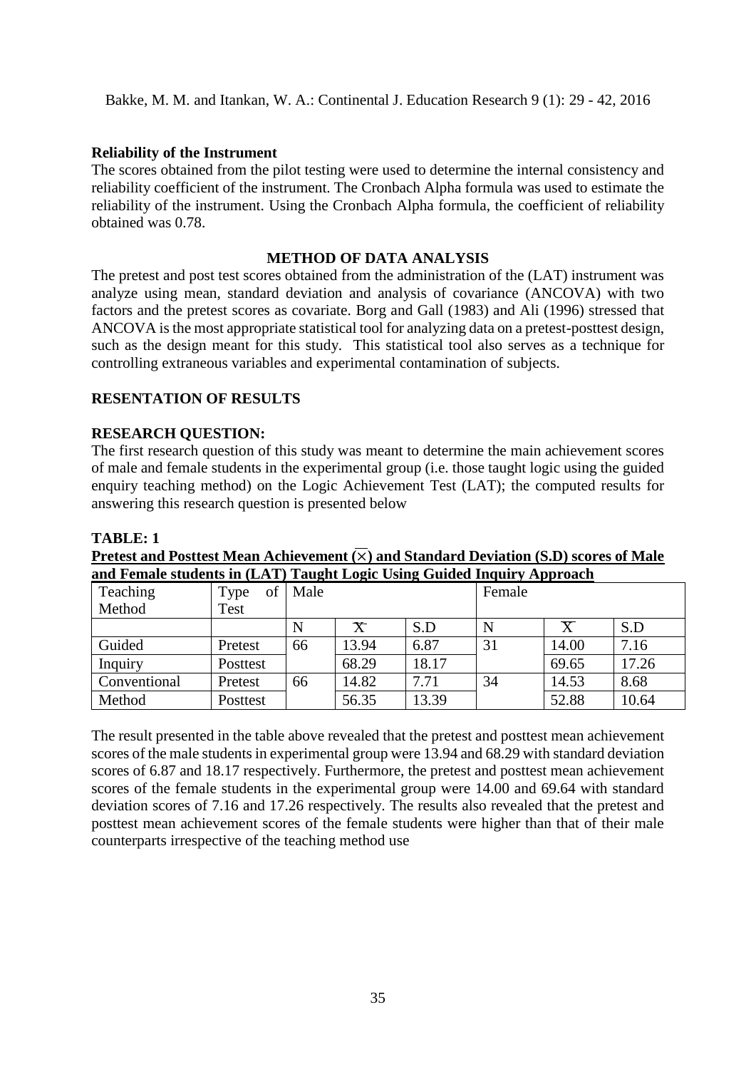**Reliability of the Instrument**

The scores obtained from the pilot testing were used to determine the internal consistency and reliability coefficient of the instrument. The Cronbach Alpha formula was used to estimate the reliability of the instrument. Using the Cronbach Alpha formula, the coefficient of reliability obtained was 0.78.

## METHOD OF DATA ANALYSIS

The pretest and post test scores obtained from the administration of the (LAT) instrument was analyze using mean, standard deviation and analysis of covariance (ANCOVA) with two factors and the pretest scores as covariate. Borg and Gall (1983) and Ali (1996) stressed that ANCOVA is the most appropriate statistical tool for analyzing data on a pretest-posttest design, such as the design meant for this study. This statistical tool also serves as a technique for controlling extraneous variables and experimental contamination of subjects.

## RESENTATION OF RESULTS

**RESEARCH QUESTION:**

The first research question of this study was meant to determine the main achievement scores of male and female students in the experimental group (i.e. those taught logic using the guided enquiry teaching method) on the Logic Achievement Test (LAT); the computed results for answering this research question is presented below

**TABLE: 1**

**Pretest and Posttest Mean Achievement ($\bar{x}$) and Standard Deviation (S.D) scores of Male and Female students in (LAT) Taught Logic Using Guided Inquiry Approach**

| Teaching Method | Type of Test | Male | | | Female | | |
|---|---|---|---|---|---|---|---|
| | | N | $\bar{X}$ | S.D | N | $\bar{X}$ | S.D |
| Guided Inquiry | Pretest | 66 | 13.94 | 6.87 | 31 | 14.00 | 7.16 |
| | Posttest | | 68.29 | 18.17 | | 69.65 | 17.26 |
| Conventional Method | Pretest | 66 | 14.82 | 7.71 | 34 | 14.53 | 8.68 |
| | Posttest | | 56.35 | 13.39 | | 52.88 | 10.64 |

The result presented in the table above revealed that the pretest and posttest mean achievement scores of the male students in experimental group were 13.94 and 68.29 with standard deviation scores of 6.87 and 18.17 respectively. Furthermore, the pretest and posttest mean achievement scores of the female students in the experimental group were 14.00 and 69.64 with standard deviation scores of 7.16 and 17.26 respectively. The results also revealed that the pretest and posttest mean achievement scores of the female students were higher than that of their male counterparts irrespective of the teaching method use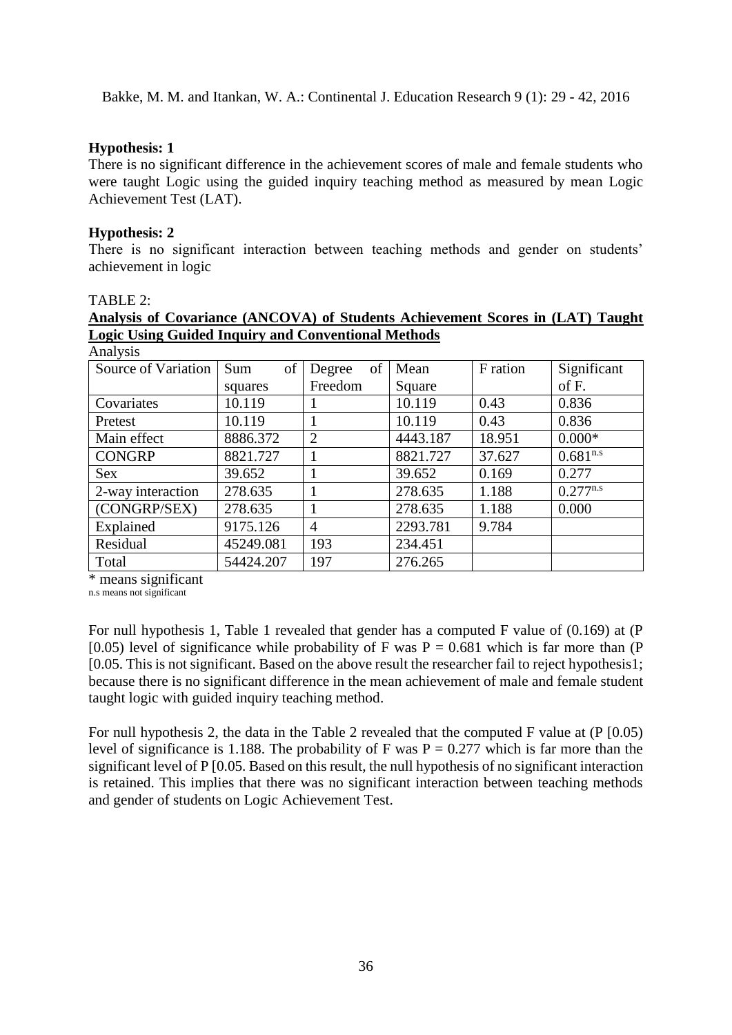**Hypothesis: 1**

There is no significant difference in the achievement scores of male and female students who were taught Logic using the guided inquiry teaching method as measured by mean Logic Achievement Test (LAT).

**Hypothesis: 2**

There is no significant interaction between teaching methods and gender on students' achievement in logic

TABLE 2:

**Analysis of Covariance (ANCOVA) of Students Achievement Scores in (LAT) Taught Logic Using Guided Inquiry and Conventional Methods**

Analysis

| Source of Variation | Sum of squares | Degree of Freedom | Mean Square | F ration | Significant of F. |
|---|---|---|---|---|---|
| Covariates | 10.119 | 1 | 10.119 | 0.43 | 0.836 |
| Pretest | 10.119 | 1 | 10.119 | 0.43 | 0.836 |
| Main effect | 8886.372 | 2 | 4443.187 | 18.951 | 0.000* |
| CONGRP | 8821.727 | 1 | 8821.727 | 37.627 | 0.681$^{n.s}$ |
| Sex | 39.652 | 1 | 39.652 | 0.169 | 0.277 |
| 2-way interaction | 278.635 | 1 | 278.635 | 1.188 | 0.277$^{n.s}$ |
| (CONGRP/SEX) | 278.635 | 1 | 278.635 | 1.188 | 0.000 |
| Explained | 9175.126 | 4 | 2293.781 | 9.784 | |
| Residual | 45249.081 | 193 | 234.451 | | |
| Total | 54424.207 | 197 | 276.265 | | |

* means significant

n.s means not significant

For null hypothesis 1, Table 1 revealed that gender has a computed F value of (0.169) at (P [0.05) level of significance while probability of F was P = 0.681 which is far more than (P [0.05. This is not significant. Based on the above result the researcher fail to reject hypothesis1; because there is no significant difference in the mean achievement of male and female student taught logic with guided inquiry teaching method.

For null hypothesis 2, the data in the Table 2 revealed that the computed F value at (P [0.05) level of significance is 1.188. The probability of F was P = 0.277 which is far more than the significant level of P [0.05. Based on this result, the null hypothesis of no significant interaction is retained. This implies that there was no significant interaction between teaching methods and gender of students on Logic Achievement Test.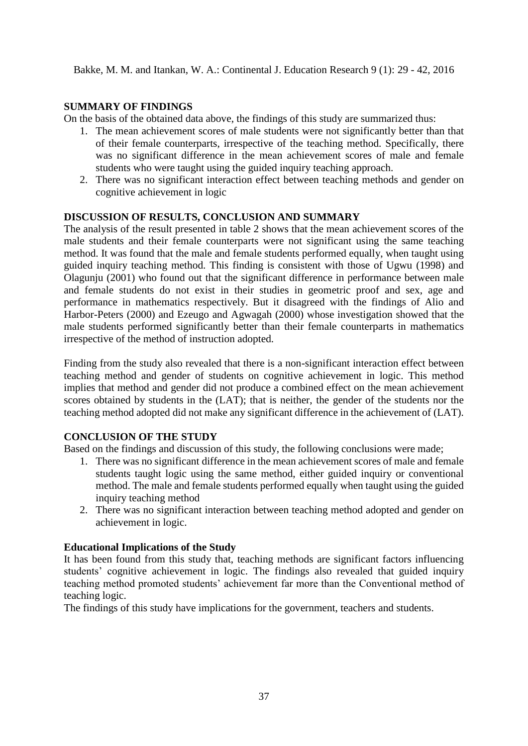## SUMMARY OF FINDINGS

On the basis of the obtained data above, the findings of this study are summarized thus:

1. The mean achievement scores of male students were not significantly better than that of their female counterparts, irrespective of the teaching method. Specifically, there was no significant difference in the mean achievement scores of male and female students who were taught using the guided inquiry teaching approach.
2. There was no significant interaction effect between teaching methods and gender on cognitive achievement in logic

## DISCUSSION OF RESULTS, CONCLUSION AND SUMMARY

The analysis of the result presented in table 2 shows that the mean achievement scores of the male students and their female counterparts were not significant using the same teaching method. It was found that the male and female students performed equally, when taught using guided inquiry teaching method. This finding is consistent with those of Ugwu (1998) and Olagunju (2001) who found out that the significant difference in performance between male and female students do not exist in their studies in geometric proof and sex, age and performance in mathematics respectively. But it disagreed with the findings of Alio and Harbor-Peters (2000) and Ezeugo and Agwagah (2000) whose investigation showed that the male students performed significantly better than their female counterparts in mathematics irrespective of the method of instruction adopted.

Finding from the study also revealed that there is a non-significant interaction effect between teaching method and gender of students on cognitive achievement in logic. This method implies that method and gender did not produce a combined effect on the mean achievement scores obtained by students in the (LAT); that is neither, the gender of the students nor the teaching method adopted did not make any significant difference in the achievement of (LAT).

## CONCLUSION OF THE STUDY

Based on the findings and discussion of this study, the following conclusions were made;

1. There was no significant difference in the mean achievement scores of male and female students taught logic using the same method, either guided inquiry or conventional method. The male and female students performed equally when taught using the guided inquiry teaching method
2. There was no significant interaction between teaching method adopted and gender on achievement in logic.

### Educational Implications of the Study

It has been found from this study that, teaching methods are significant factors influencing students' cognitive achievement in logic. The findings also revealed that guided inquiry teaching method promoted students' achievement far more than the Conventional method of teaching logic.

The findings of this study have implications for the government, teachers and students.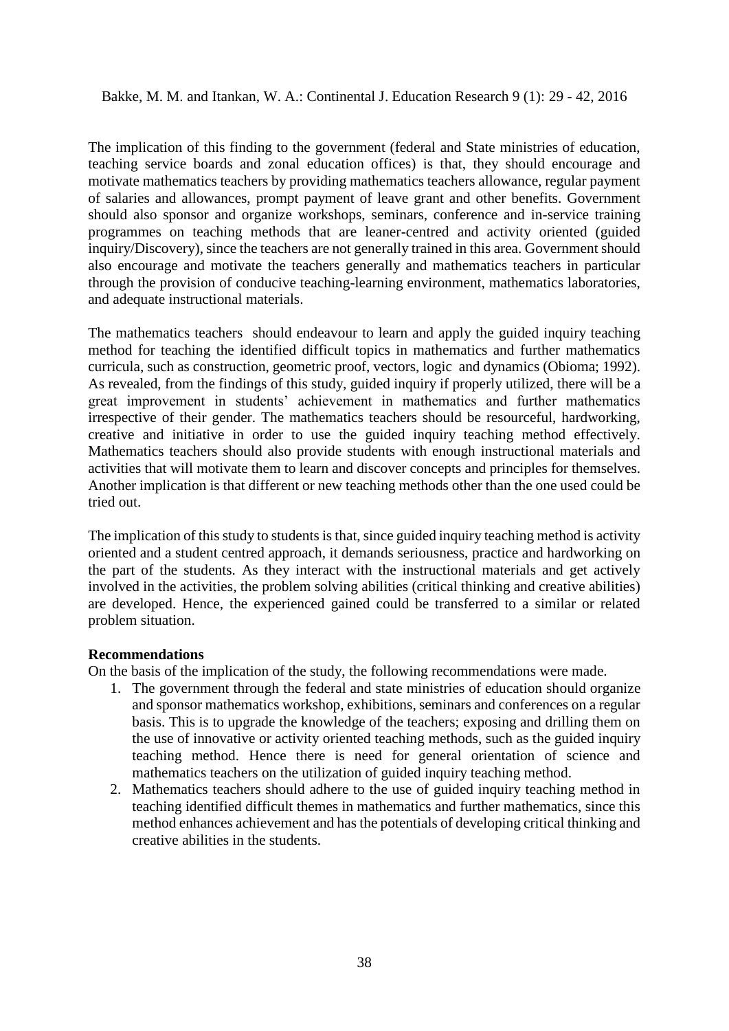The implication of this finding to the government (federal and State ministries of education, teaching service boards and zonal education offices) is that, they should encourage and motivate mathematics teachers by providing mathematics teachers allowance, regular payment of salaries and allowances, prompt payment of leave grant and other benefits. Government should also sponsor and organize workshops, seminars, conference and in-service training programmes on teaching methods that are leaner-centred and activity oriented (guided inquiry/Discovery), since the teachers are not generally trained in this area. Government should also encourage and motivate the teachers generally and mathematics teachers in particular through the provision of conducive teaching-learning environment, mathematics laboratories, and adequate instructional materials.

The mathematics teachers should endeavour to learn and apply the guided inquiry teaching method for teaching the identified difficult topics in mathematics and further mathematics curricula, such as construction, geometric proof, vectors, logic and dynamics (Obioma; 1992). As revealed, from the findings of this study, guided inquiry if properly utilized, there will be a great improvement in students' achievement in mathematics and further mathematics irrespective of their gender. The mathematics teachers should be resourceful, hardworking, creative and initiative in order to use the guided inquiry teaching method effectively. Mathematics teachers should also provide students with enough instructional materials and activities that will motivate them to learn and discover concepts and principles for themselves. Another implication is that different or new teaching methods other than the one used could be tried out.

The implication of this study to students is that, since guided inquiry teaching method is activity oriented and a student centred approach, it demands seriousness, practice and hardworking on the part of the students. As they interact with the instructional materials and get actively involved in the activities, the problem solving abilities (critical thinking and creative abilities) are developed. Hence, the experienced gained could be transferred to a similar or related problem situation.

**Recommendations**

On the basis of the implication of the study, the following recommendations were made.

1. The government through the federal and state ministries of education should organize and sponsor mathematics workshop, exhibitions, seminars and conferences on a regular basis. This is to upgrade the knowledge of the teachers; exposing and drilling them on the use of innovative or activity oriented teaching methods, such as the guided inquiry teaching method. Hence there is need for general orientation of science and mathematics teachers on the utilization of guided inquiry teaching method.
2. Mathematics teachers should adhere to the use of guided inquiry teaching method in teaching identified difficult themes in mathematics and further mathematics, since this method enhances achievement and has the potentials of developing critical thinking and creative abilities in the students.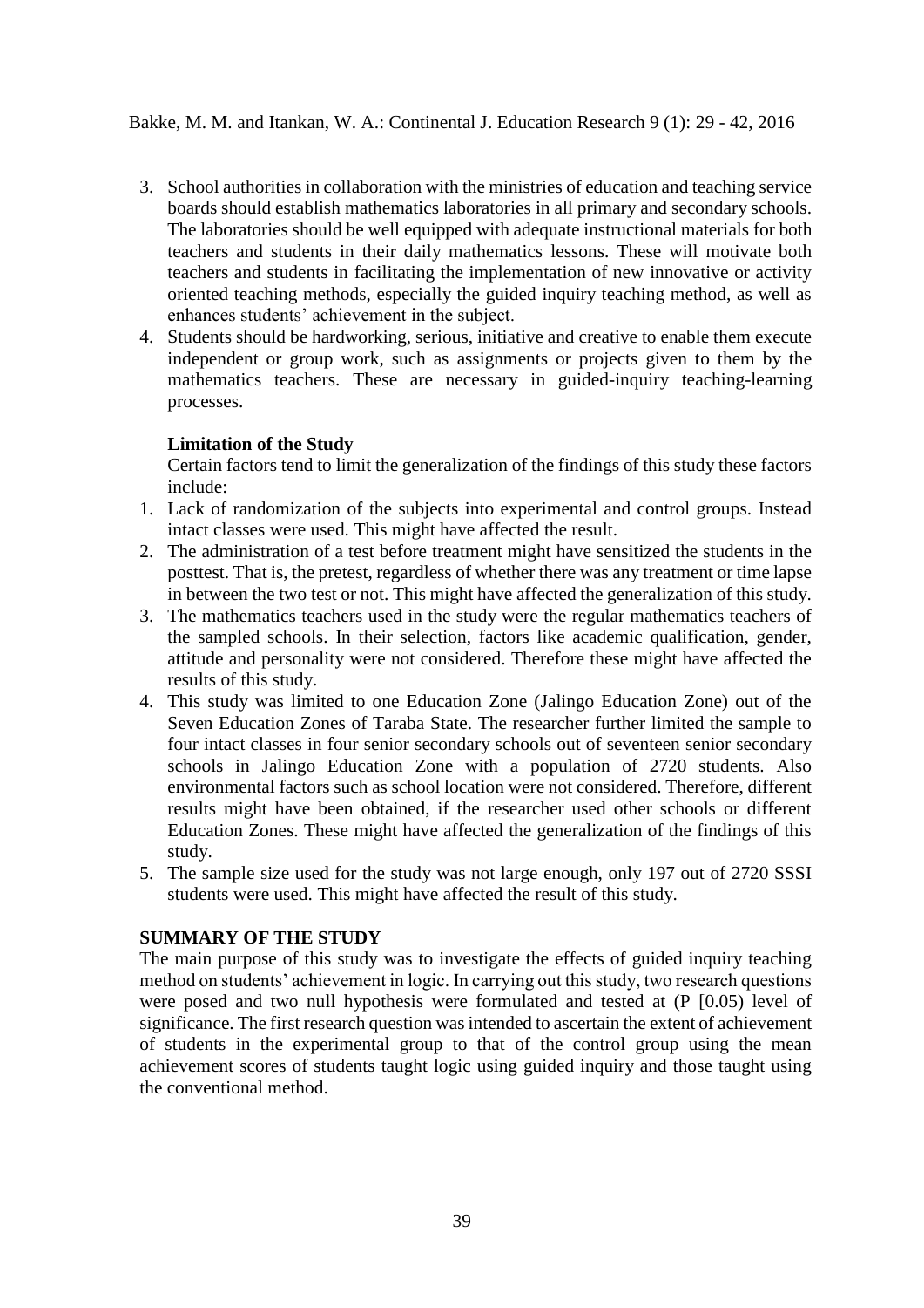3. School authorities in collaboration with the ministries of education and teaching service boards should establish mathematics laboratories in all primary and secondary schools. The laboratories should be well equipped with adequate instructional materials for both teachers and students in their daily mathematics lessons. These will motivate both teachers and students in facilitating the implementation of new innovative or activity oriented teaching methods, especially the guided inquiry teaching method, as well as enhances students' achievement in the subject.
4. Students should be hardworking, serious, initiative and creative to enable them execute independent or group work, such as assignments or projects given to them by the mathematics teachers. These are necessary in guided-inquiry teaching-learning processes.

**Limitation of the Study**

Certain factors tend to limit the generalization of the findings of this study these factors include:

1. Lack of randomization of the subjects into experimental and control groups. Instead intact classes were used. This might have affected the result.
2. The administration of a test before treatment might have sensitized the students in the posttest. That is, the pretest, regardless of whether there was any treatment or time lapse in between the two test or not. This might have affected the generalization of this study.
3. The mathematics teachers used in the study were the regular mathematics teachers of the sampled schools. In their selection, factors like academic qualification, gender, attitude and personality were not considered. Therefore these might have affected the results of this study.
4. This study was limited to one Education Zone (Jalingo Education Zone) out of the Seven Education Zones of Taraba State. The researcher further limited the sample to four intact classes in four senior secondary schools out of seventeen senior secondary schools in Jalingo Education Zone with a population of 2720 students. Also environmental factors such as school location were not considered. Therefore, different results might have been obtained, if the researcher used other schools or different Education Zones. These might have affected the generalization of the findings of this study.
5. The sample size used for the study was not large enough, only 197 out of 2720 SSSI students were used. This might have affected the result of this study.

## SUMMARY OF THE STUDY

The main purpose of this study was to investigate the effects of guided inquiry teaching method on students' achievement in logic. In carrying out this study, two research questions were posed and two null hypothesis were formulated and tested at (P [0.05) level of significance. The first research question was intended to ascertain the extent of achievement of students in the experimental group to that of the control group using the mean achievement scores of students taught logic using guided inquiry and those taught using the conventional method.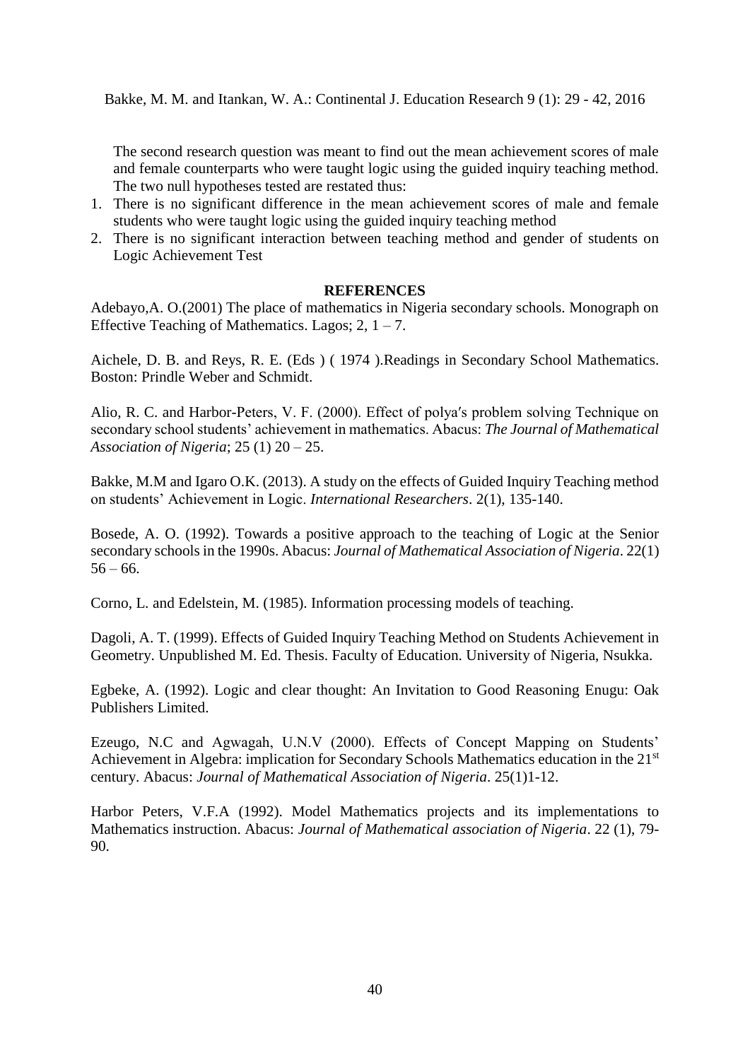The second research question was meant to find out the mean achievement scores of male and female counterparts who were taught logic using the guided inquiry teaching method. The two null hypotheses tested are restated thus:

1. There is no significant difference in the mean achievement scores of male and female students who were taught logic using the guided inquiry teaching method
2. There is no significant interaction between teaching method and gender of students on Logic Achievement Test

## REFERENCES

Adebayo,A. O.(2001) The place of mathematics in Nigeria secondary schools. Monograph on Effective Teaching of Mathematics. Lagos; 2, 1 – 7.

Aichele, D. B. and Reys, R. E. (Eds ) ( 1974 ).Readings in Secondary School Mathematics. Boston: Prindle Weber and Schmidt.

Alio, R. C. and Harbor-Peters, V. F. (2000). Effect of polya′s problem solving Technique on secondary school students' achievement in mathematics. Abacus: *The Journal of Mathematical Association of Nigeria*; 25 (1) 20 – 25.

Bakke, M.M and Igaro O.K. (2013). A study on the effects of Guided Inquiry Teaching method on students' Achievement in Logic. *International Researchers*. 2(1), 135-140.

Bosede, A. O. (1992). Towards a positive approach to the teaching of Logic at the Senior secondary schools in the 1990s. Abacus: *Journal of Mathematical Association of Nigeria*. 22(1) 56 – 66.

Corno, L. and Edelstein, M. (1985). Information processing models of teaching.

Dagoli, A. T. (1999). Effects of Guided Inquiry Teaching Method on Students Achievement in Geometry. Unpublished M. Ed. Thesis. Faculty of Education. University of Nigeria, Nsukka.

Egbeke, A. (1992). Logic and clear thought: An Invitation to Good Reasoning Enugu: Oak Publishers Limited.

Ezeugo, N.C and Agwagah, U.N.V (2000). Effects of Concept Mapping on Students' Achievement in Algebra: implication for Secondary Schools Mathematics education in the 21st century. Abacus: *Journal of Mathematical Association of Nigeria*. 25(1)1-12.

Harbor Peters, V.F.A (1992). Model Mathematics projects and its implementations to Mathematics instruction. Abacus: *Journal of Mathematical association of Nigeria*. 22 (1), 79-90.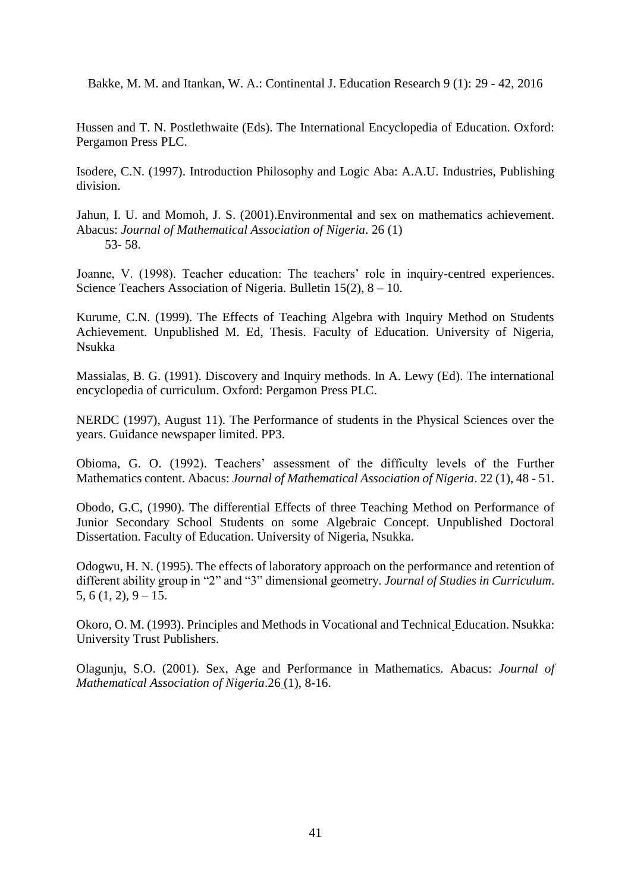Hussen and T. N. Postlethwaite (Eds). The International Encyclopedia of Education. Oxford: Pergamon Press PLC.

Isodere, C.N. (1997). Introduction Philosophy and Logic Aba: A.A.U. Industries, Publishing division.

Jahun, I. U. and Momoh, J. S. (2001).Environmental and sex on mathematics achievement. Abacus: *Journal of Mathematical Association of Nigeria*. 26 (1) 53- 58.

Joanne, V. (1998). Teacher education: The teachers' role in inquiry-centred experiences. Science Teachers Association of Nigeria. Bulletin 15(2), 8 – 10.

Kurume, C.N. (1999). The Effects of Teaching Algebra with Inquiry Method on Students Achievement. Unpublished M. Ed, Thesis. Faculty of Education. University of Nigeria, Nsukka

Massialas, B. G. (1991). Discovery and Inquiry methods. In A. Lewy (Ed). The international encyclopedia of curriculum. Oxford: Pergamon Press PLC.

NERDC (1997), August 11). The Performance of students in the Physical Sciences over the years. Guidance newspaper limited. PP3.

Obioma, G. O. (1992). Teachers' assessment of the difficulty levels of the Further Mathematics content. Abacus: *Journal of Mathematical Association of Nigeria*. 22 (1), 48 - 51.

Obodo, G.C, (1990). The differential Effects of three Teaching Method on Performance of Junior Secondary School Students on some Algebraic Concept. Unpublished Doctoral Dissertation. Faculty of Education. University of Nigeria, Nsukka.

Odogwu, H. N. (1995). The effects of laboratory approach on the performance and retention of different ability group in "2" and "3" dimensional geometry. *Journal of Studies in Curriculum*. 5, 6 (1, 2), 9 – 15.

Okoro, O. M. (1993). Principles and Methods in Vocational and Technical Education. Nsukka: University Trust Publishers.

Olagunju, S.O. (2001). Sex, Age and Performance in Mathematics. Abacus: *Journal of Mathematical Association of Nigeria*.26 (1), 8-16.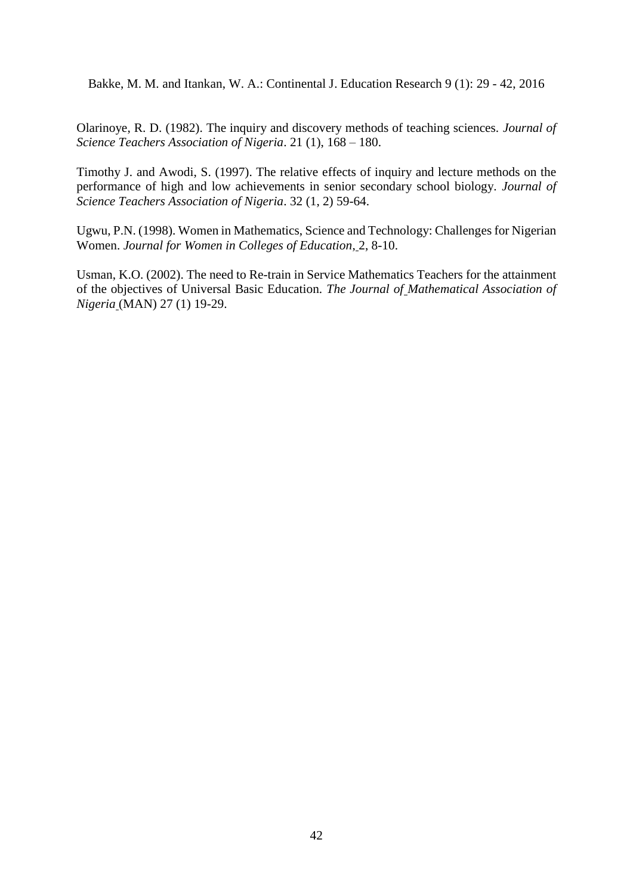Olarinoye, R. D. (1982). The inquiry and discovery methods of teaching sciences. *Journal of Science Teachers Association of Nigeria*. 21 (1), 168 – 180.

Timothy J. and Awodi, S. (1997). The relative effects of inquiry and lecture methods on the performance of high and low achievements in senior secondary school biology. *Journal of Science Teachers Association of Nigeria*. 32 (1, 2) 59-64.

Ugwu, P.N. (1998). Women in Mathematics, Science and Technology: Challenges for Nigerian Women. *Journal for Women in Colleges of Education*, 2, 8-10.

Usman, K.O. (2002). The need to Re-train in Service Mathematics Teachers for the attainment of the objectives of Universal Basic Education. *The Journal of Mathematical Association of Nigeria* (MAN) 27 (1) 19-29.